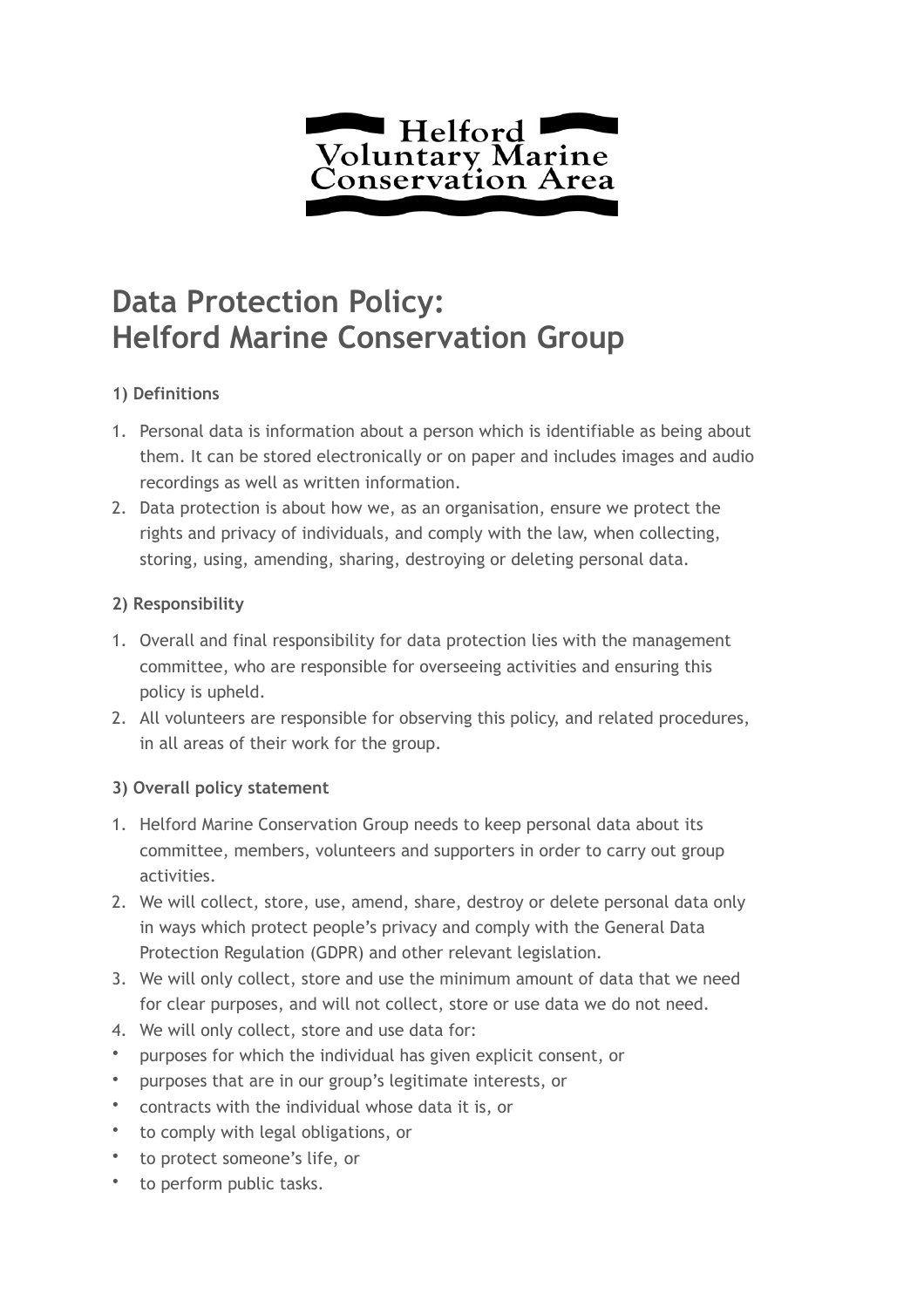Helford Voluntary Marine Conservation Area

# Data Protection Policy: Helford Marine Conservation Group

**1) Definitions**

1. Personal data is information about a person which is identifiable as being about them. It can be stored electronically or on paper and includes images and audio recordings as well as written information.
2. Data protection is about how we, as an organisation, ensure we protect the rights and privacy of individuals, and comply with the law, when collecting, storing, using, amending, sharing, destroying or deleting personal data.

**2) Responsibility**

1. Overall and final responsibility for data protection lies with the management committee, who are responsible for overseeing activities and ensuring this policy is upheld.
2. All volunteers are responsible for observing this policy, and related procedures, in all areas of their work for the group.

**3) Overall policy statement**

1. Helford Marine Conservation Group needs to keep personal data about its committee, members, volunteers and supporters in order to carry out group activities.
2. We will collect, store, use, amend, share, destroy or delete personal data only in ways which protect people's privacy and comply with the General Data Protection Regulation (GDPR) and other relevant legislation.
3. We will only collect, store and use the minimum amount of data that we need for clear purposes, and will not collect, store or use data we do not need.
4. We will only collect, store and use data for:

- purposes for which the individual has given explicit consent, or
- purposes that are in our group's legitimate interests, or
- contracts with the individual whose data it is, or
- to comply with legal obligations, or
- to protect someone's life, or
- to perform public tasks.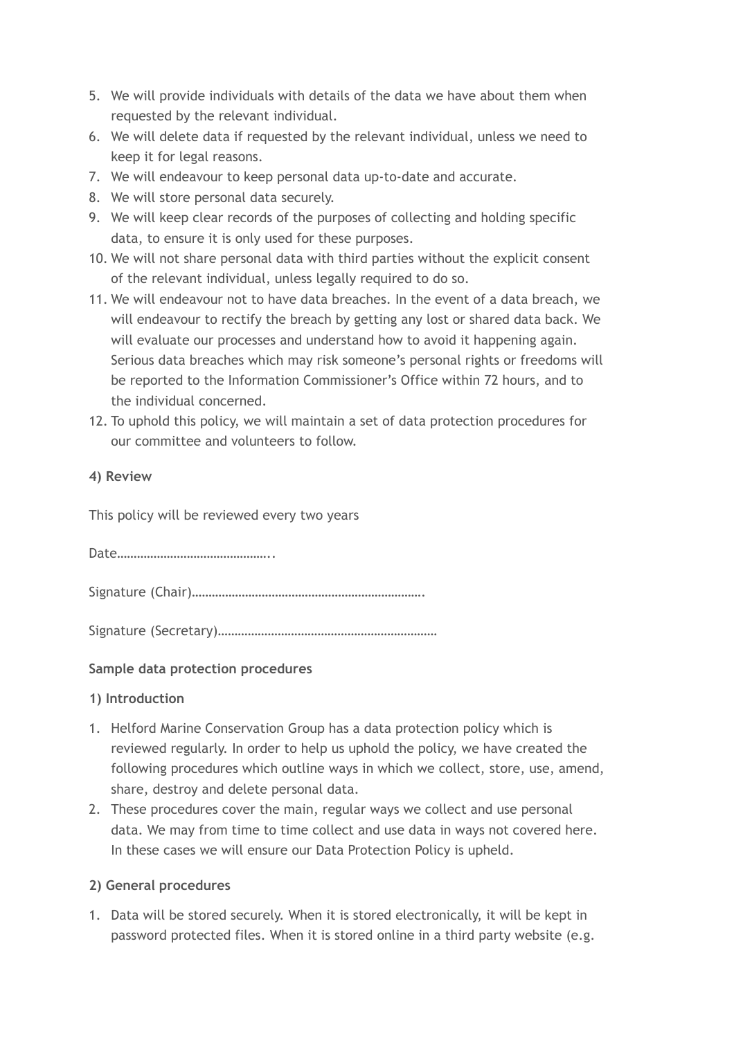5. We will provide individuals with details of the data we have about them when requested by the relevant individual.
6. We will delete data if requested by the relevant individual, unless we need to keep it for legal reasons.
7. We will endeavour to keep personal data up-to-date and accurate.
8. We will store personal data securely.
9. We will keep clear records of the purposes of collecting and holding specific data, to ensure it is only used for these purposes.
10. We will not share personal data with third parties without the explicit consent of the relevant individual, unless legally required to do so.
11. We will endeavour not to have data breaches. In the event of a data breach, we will endeavour to rectify the breach by getting any lost or shared data back. We will evaluate our processes and understand how to avoid it happening again. Serious data breaches which may risk someone's personal rights or freedoms will be reported to the Information Commissioner's Office within 72 hours, and to the individual concerned.
12. To uphold this policy, we will maintain a set of data protection procedures for our committee and volunteers to follow.

**4) Review**

This policy will be reviewed every two years

Date……………………………………..

Signature (Chair)…………………………………………………………….

Signature (Secretary)…………………………………………………………

**Sample data protection procedures**

**1) Introduction**

1. Helford Marine Conservation Group has a data protection policy which is reviewed regularly. In order to help us uphold the policy, we have created the following procedures which outline ways in which we collect, store, use, amend, share, destroy and delete personal data.
2. These procedures cover the main, regular ways we collect and use personal data. We may from time to time collect and use data in ways not covered here. In these cases we will ensure our Data Protection Policy is upheld.

**2) General procedures**

1. Data will be stored securely. When it is stored electronically, it will be kept in password protected files. When it is stored online in a third party website (e.g.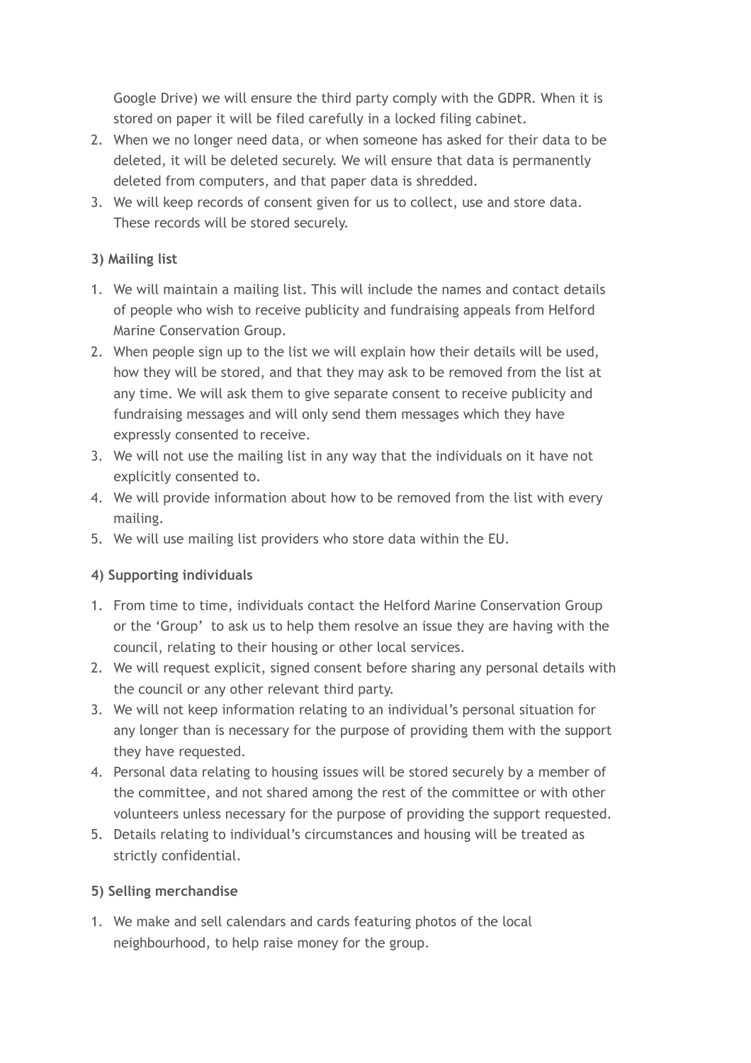Google Drive) we will ensure the third party comply with the GDPR. When it is stored on paper it will be filed carefully in a locked filing cabinet.

2. When we no longer need data, or when someone has asked for their data to be deleted, it will be deleted securely. We will ensure that data is permanently deleted from computers, and that paper data is shredded.
3. We will keep records of consent given for us to collect, use and store data. These records will be stored securely.

**3) Mailing list**

1. We will maintain a mailing list. This will include the names and contact details of people who wish to receive publicity and fundraising appeals from Helford Marine Conservation Group.
2. When people sign up to the list we will explain how their details will be used, how they will be stored, and that they may ask to be removed from the list at any time. We will ask them to give separate consent to receive publicity and fundraising messages and will only send them messages which they have expressly consented to receive.
3. We will not use the mailing list in any way that the individuals on it have not explicitly consented to.
4. We will provide information about how to be removed from the list with every mailing.
5. We will use mailing list providers who store data within the EU.

**4) Supporting individuals**

1. From time to time, individuals contact the Helford Marine Conservation Group or the 'Group' to ask us to help them resolve an issue they are having with the council, relating to their housing or other local services.
2. We will request explicit, signed consent before sharing any personal details with the council or any other relevant third party.
3. We will not keep information relating to an individual's personal situation for any longer than is necessary for the purpose of providing them with the support they have requested.
4. Personal data relating to housing issues will be stored securely by a member of the committee, and not shared among the rest of the committee or with other volunteers unless necessary for the purpose of providing the support requested.
5. Details relating to individual's circumstances and housing will be treated as strictly confidential.

**5) Selling merchandise**

1. We make and sell calendars and cards featuring photos of the local neighbourhood, to help raise money for the group.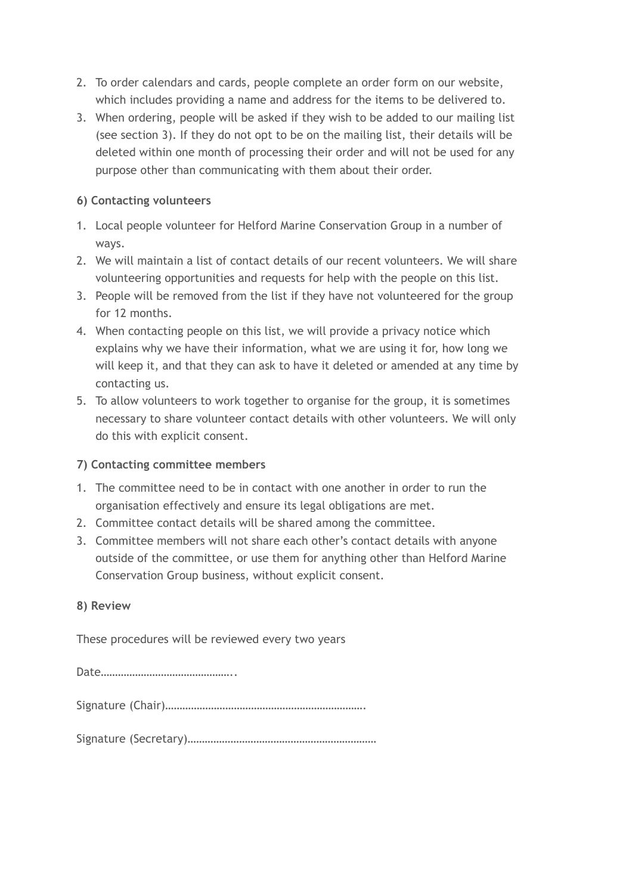2. To order calendars and cards, people complete an order form on our website, which includes providing a name and address for the items to be delivered to.
3. When ordering, people will be asked if they wish to be added to our mailing list (see section 3). If they do not opt to be on the mailing list, their details will be deleted within one month of processing their order and will not be used for any purpose other than communicating with them about their order.

**6) Contacting volunteers**

1. Local people volunteer for Helford Marine Conservation Group in a number of ways.
2. We will maintain a list of contact details of our recent volunteers. We will share volunteering opportunities and requests for help with the people on this list.
3. People will be removed from the list if they have not volunteered for the group for 12 months.
4. When contacting people on this list, we will provide a privacy notice which explains why we have their information, what we are using it for, how long we will keep it, and that they can ask to have it deleted or amended at any time by contacting us.
5. To allow volunteers to work together to organise for the group, it is sometimes necessary to share volunteer contact details with other volunteers. We will only do this with explicit consent.

**7) Contacting committee members**

1. The committee need to be in contact with one another in order to run the organisation effectively and ensure its legal obligations are met.
2. Committee contact details will be shared among the committee.
3. Committee members will not share each other's contact details with anyone outside of the committee, or use them for anything other than Helford Marine Conservation Group business, without explicit consent.

**8) Review**

These procedures will be reviewed every two years

Date……………………………………..

Signature (Chair)…………………………………………………………….

Signature (Secretary)…………………………………………………………